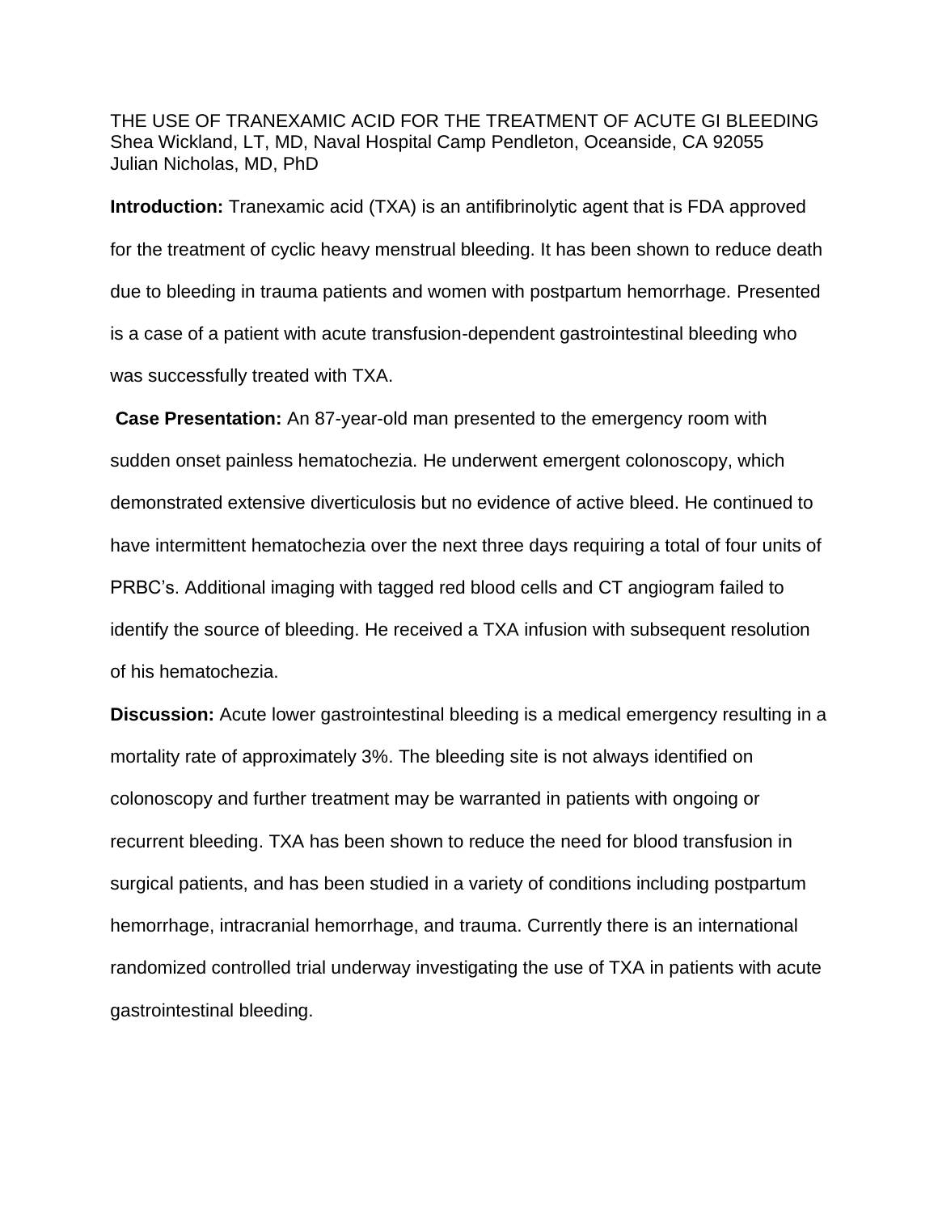# THE USE OF TRANEXAMIC ACID FOR THE TREATMENT OF ACUTE GI BLEEDING

Shea Wickland, LT, MD, Naval Hospital Camp Pendleton, Oceanside, CA 92055
Julian Nicholas, MD, PhD

**Introduction:** Tranexamic acid (TXA) is an antifibrinolytic agent that is FDA approved for the treatment of cyclic heavy menstrual bleeding. It has been shown to reduce death due to bleeding in trauma patients and women with postpartum hemorrhage. Presented is a case of a patient with acute transfusion-dependent gastrointestinal bleeding who was successfully treated with TXA.

**Case Presentation:** An 87-year-old man presented to the emergency room with sudden onset painless hematochezia. He underwent emergent colonoscopy, which demonstrated extensive diverticulosis but no evidence of active bleed. He continued to have intermittent hematochezia over the next three days requiring a total of four units of PRBC's. Additional imaging with tagged red blood cells and CT angiogram failed to identify the source of bleeding. He received a TXA infusion with subsequent resolution of his hematochezia.

**Discussion:** Acute lower gastrointestinal bleeding is a medical emergency resulting in a mortality rate of approximately 3%. The bleeding site is not always identified on colonoscopy and further treatment may be warranted in patients with ongoing or recurrent bleeding. TXA has been shown to reduce the need for blood transfusion in surgical patients, and has been studied in a variety of conditions including postpartum hemorrhage, intracranial hemorrhage, and trauma. Currently there is an international randomized controlled trial underway investigating the use of TXA in patients with acute gastrointestinal bleeding.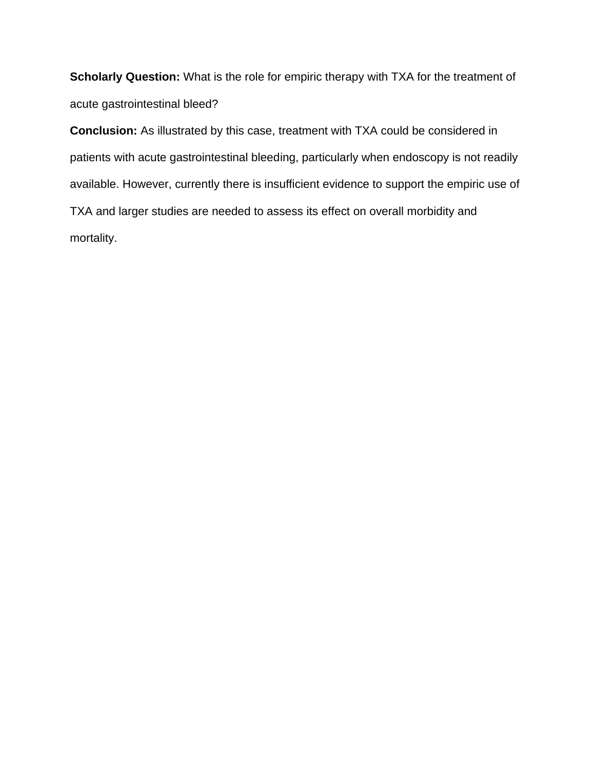**Scholarly Question:** What is the role for empiric therapy with TXA for the treatment of acute gastrointestinal bleed?

**Conclusion:** As illustrated by this case, treatment with TXA could be considered in patients with acute gastrointestinal bleeding, particularly when endoscopy is not readily available. However, currently there is insufficient evidence to support the empiric use of TXA and larger studies are needed to assess its effect on overall morbidity and mortality.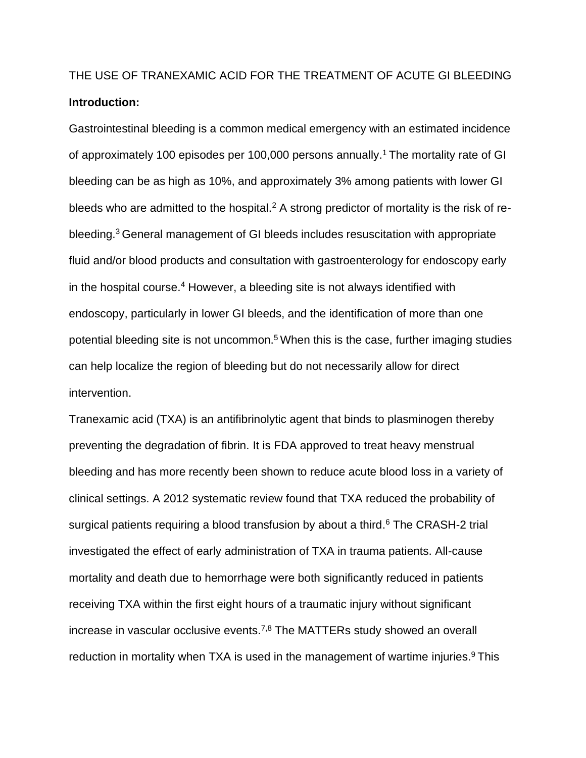THE USE OF TRANEXAMIC ACID FOR THE TREATMENT OF ACUTE GI BLEEDING

**Introduction:**

Gastrointestinal bleeding is a common medical emergency with an estimated incidence of approximately 100 episodes per 100,000 persons annually.[1] The mortality rate of GI bleeding can be as high as 10%, and approximately 3% among patients with lower GI bleeds who are admitted to the hospital.[2] A strong predictor of mortality is the risk of re-bleeding.[3] General management of GI bleeds includes resuscitation with appropriate fluid and/or blood products and consultation with gastroenterology for endoscopy early in the hospital course.[4] However, a bleeding site is not always identified with endoscopy, particularly in lower GI bleeds, and the identification of more than one potential bleeding site is not uncommon.[5] When this is the case, further imaging studies can help localize the region of bleeding but do not necessarily allow for direct intervention.

Tranexamic acid (TXA) is an antifibrinolytic agent that binds to plasminogen thereby preventing the degradation of fibrin. It is FDA approved to treat heavy menstrual bleeding and has more recently been shown to reduce acute blood loss in a variety of clinical settings. A 2012 systematic review found that TXA reduced the probability of surgical patients requiring a blood transfusion by about a third.[6] The CRASH-2 trial investigated the effect of early administration of TXA in trauma patients. All-cause mortality and death due to hemorrhage were both significantly reduced in patients receiving TXA within the first eight hours of a traumatic injury without significant increase in vascular occlusive events.[7,8] The MATTERs study showed an overall reduction in mortality when TXA is used in the management of wartime injuries.[9] This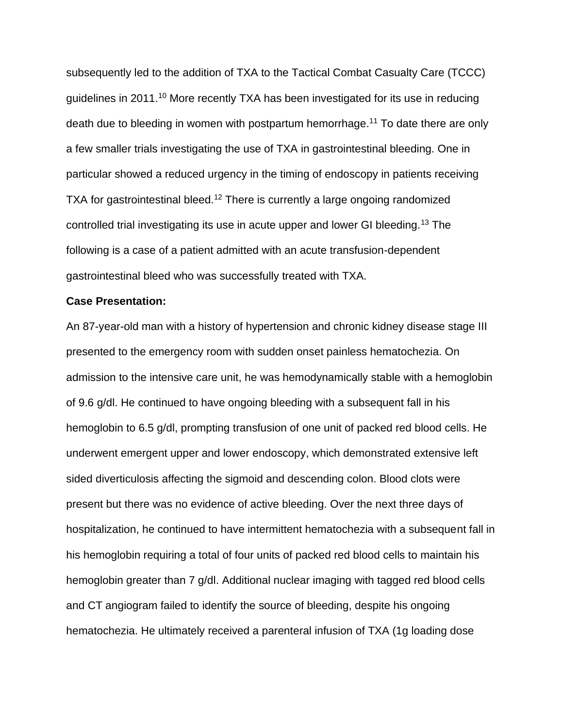subsequently led to the addition of TXA to the Tactical Combat Casualty Care (TCCC) guidelines in 2011.[10] More recently TXA has been investigated for its use in reducing death due to bleeding in women with postpartum hemorrhage.[11] To date there are only a few smaller trials investigating the use of TXA in gastrointestinal bleeding. One in particular showed a reduced urgency in the timing of endoscopy in patients receiving TXA for gastrointestinal bleed.[12] There is currently a large ongoing randomized controlled trial investigating its use in acute upper and lower GI bleeding.[13] The following is a case of a patient admitted with an acute transfusion-dependent gastrointestinal bleed who was successfully treated with TXA.

**Case Presentation:**

An 87-year-old man with a history of hypertension and chronic kidney disease stage III presented to the emergency room with sudden onset painless hematochezia. On admission to the intensive care unit, he was hemodynamically stable with a hemoglobin of 9.6 g/dl. He continued to have ongoing bleeding with a subsequent fall in his hemoglobin to 6.5 g/dl, prompting transfusion of one unit of packed red blood cells. He underwent emergent upper and lower endoscopy, which demonstrated extensive left sided diverticulosis affecting the sigmoid and descending colon. Blood clots were present but there was no evidence of active bleeding. Over the next three days of hospitalization, he continued to have intermittent hematochezia with a subsequent fall in his hemoglobin requiring a total of four units of packed red blood cells to maintain his hemoglobin greater than 7 g/dl. Additional nuclear imaging with tagged red blood cells and CT angiogram failed to identify the source of bleeding, despite his ongoing hematochezia. He ultimately received a parenteral infusion of TXA (1g loading dose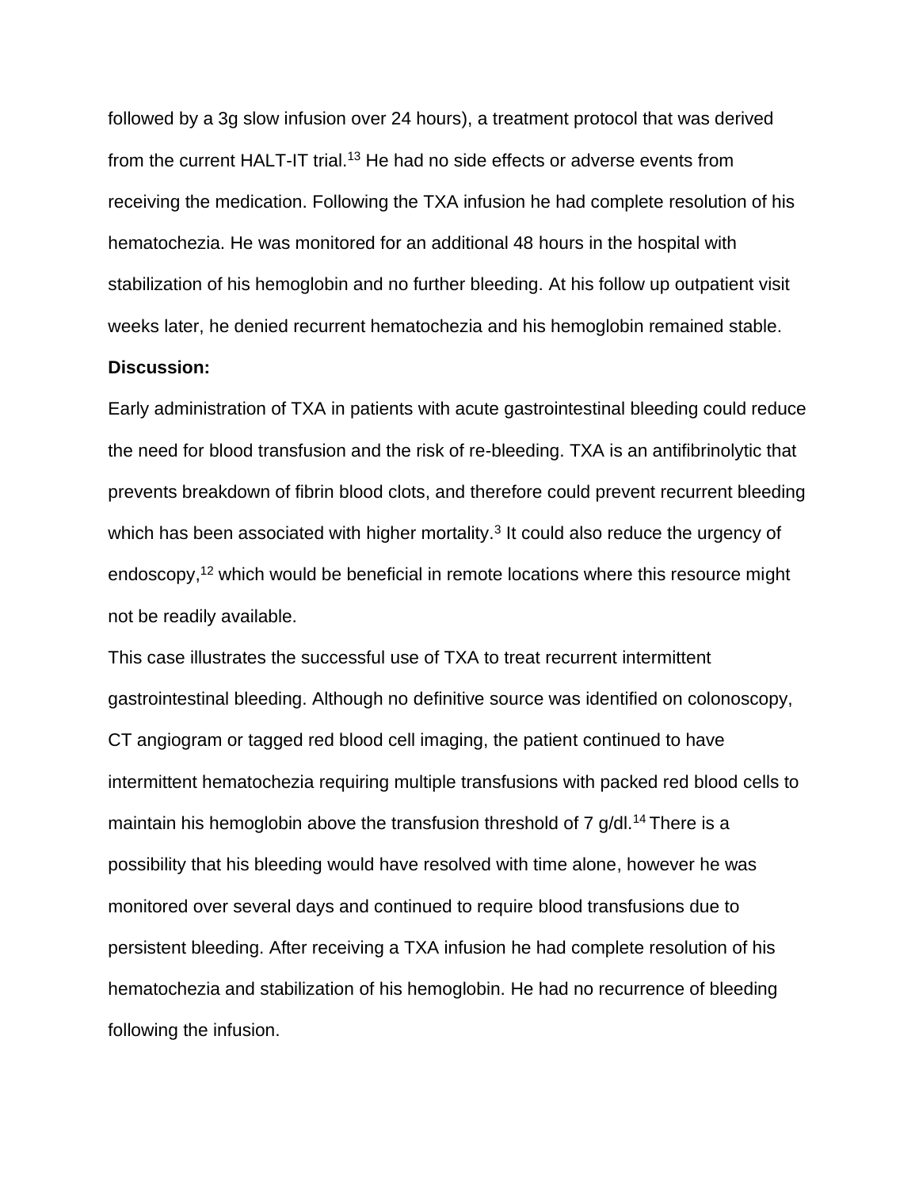followed by a 3g slow infusion over 24 hours), a treatment protocol that was derived from the current HALT-IT trial.[13] He had no side effects or adverse events from receiving the medication. Following the TXA infusion he had complete resolution of his hematochezia. He was monitored for an additional 48 hours in the hospital with stabilization of his hemoglobin and no further bleeding. At his follow up outpatient visit weeks later, he denied recurrent hematochezia and his hemoglobin remained stable.

**Discussion:**

Early administration of TXA in patients with acute gastrointestinal bleeding could reduce the need for blood transfusion and the risk of re-bleeding. TXA is an antifibrinolytic that prevents breakdown of fibrin blood clots, and therefore could prevent recurrent bleeding which has been associated with higher mortality.[3] It could also reduce the urgency of endoscopy,[12] which would be beneficial in remote locations where this resource might not be readily available.

This case illustrates the successful use of TXA to treat recurrent intermittent gastrointestinal bleeding. Although no definitive source was identified on colonoscopy, CT angiogram or tagged red blood cell imaging, the patient continued to have intermittent hematochezia requiring multiple transfusions with packed red blood cells to maintain his hemoglobin above the transfusion threshold of 7 g/dl.[14] There is a possibility that his bleeding would have resolved with time alone, however he was monitored over several days and continued to require blood transfusions due to persistent bleeding. After receiving a TXA infusion he had complete resolution of his hematochezia and stabilization of his hemoglobin. He had no recurrence of bleeding following the infusion.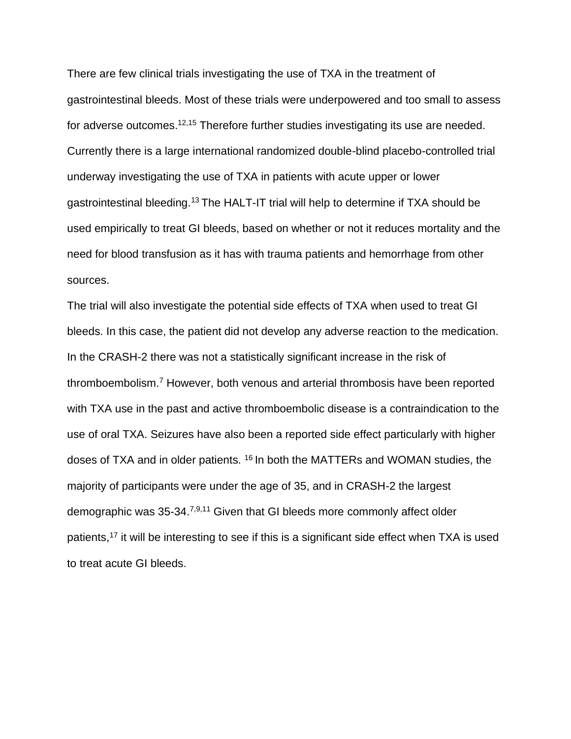There are few clinical trials investigating the use of TXA in the treatment of gastrointestinal bleeds. Most of these trials were underpowered and too small to assess for adverse outcomes.[12,15] Therefore further studies investigating its use are needed. Currently there is a large international randomized double-blind placebo-controlled trial underway investigating the use of TXA in patients with acute upper or lower gastrointestinal bleeding.[13] The HALT-IT trial will help to determine if TXA should be used empirically to treat GI bleeds, based on whether or not it reduces mortality and the need for blood transfusion as it has with trauma patients and hemorrhage from other sources.

The trial will also investigate the potential side effects of TXA when used to treat GI bleeds. In this case, the patient did not develop any adverse reaction to the medication. In the CRASH-2 there was not a statistically significant increase in the risk of thromboembolism.[7] However, both venous and arterial thrombosis have been reported with TXA use in the past and active thromboembolic disease is a contraindication to the use of oral TXA. Seizures have also been a reported side effect particularly with higher doses of TXA and in older patients. [16] In both the MATTERs and WOMAN studies, the majority of participants were under the age of 35, and in CRASH-2 the largest demographic was 35-34.[7,9,11] Given that GI bleeds more commonly affect older patients,[17] it will be interesting to see if this is a significant side effect when TXA is used to treat acute GI bleeds.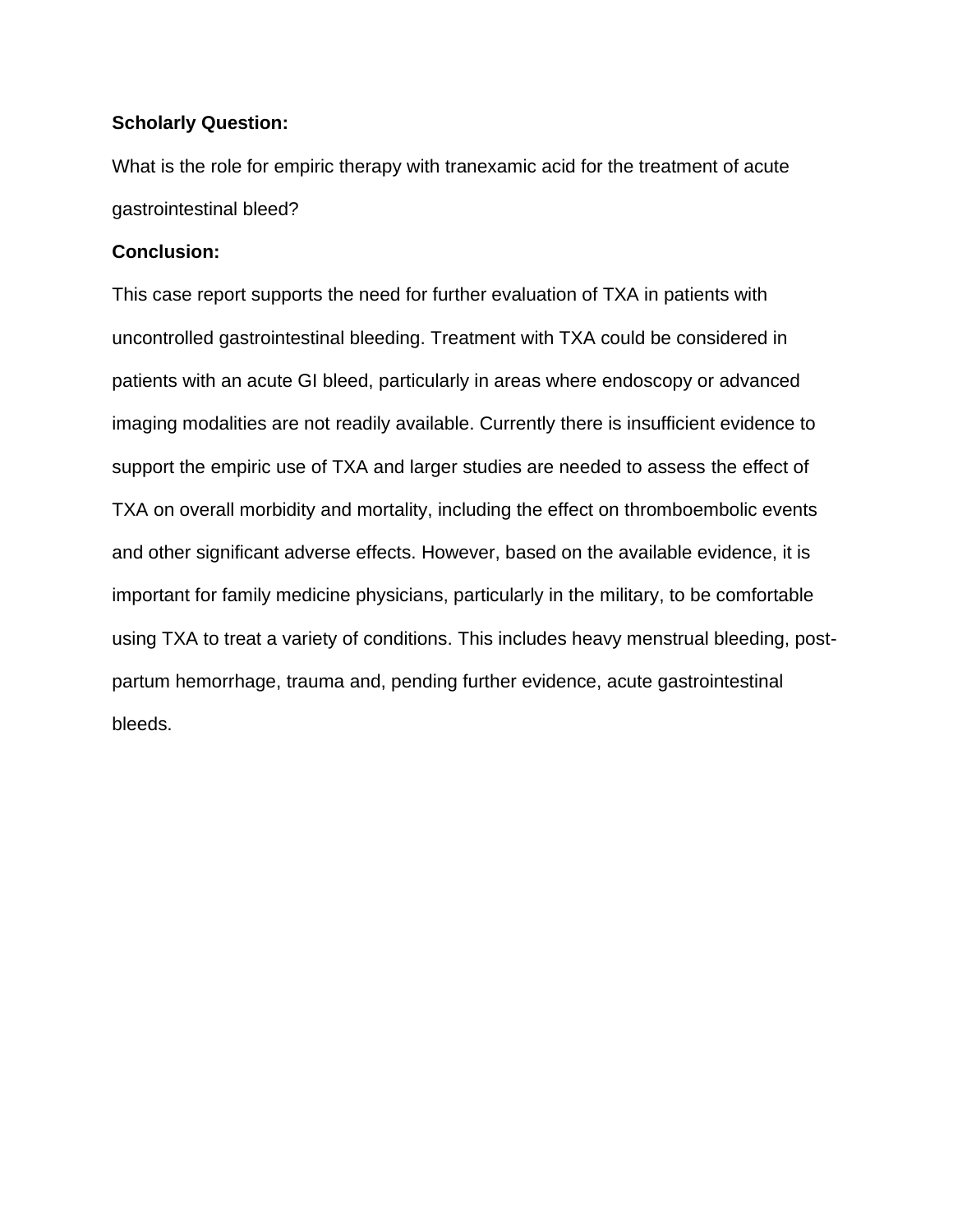**Scholarly Question:**

What is the role for empiric therapy with tranexamic acid for the treatment of acute gastrointestinal bleed?

**Conclusion:**

This case report supports the need for further evaluation of TXA in patients with uncontrolled gastrointestinal bleeding. Treatment with TXA could be considered in patients with an acute GI bleed, particularly in areas where endoscopy or advanced imaging modalities are not readily available. Currently there is insufficient evidence to support the empiric use of TXA and larger studies are needed to assess the effect of TXA on overall morbidity and mortality, including the effect on thromboembolic events and other significant adverse effects. However, based on the available evidence, it is important for family medicine physicians, particularly in the military, to be comfortable using TXA to treat a variety of conditions. This includes heavy menstrual bleeding, post-partum hemorrhage, trauma and, pending further evidence, acute gastrointestinal bleeds.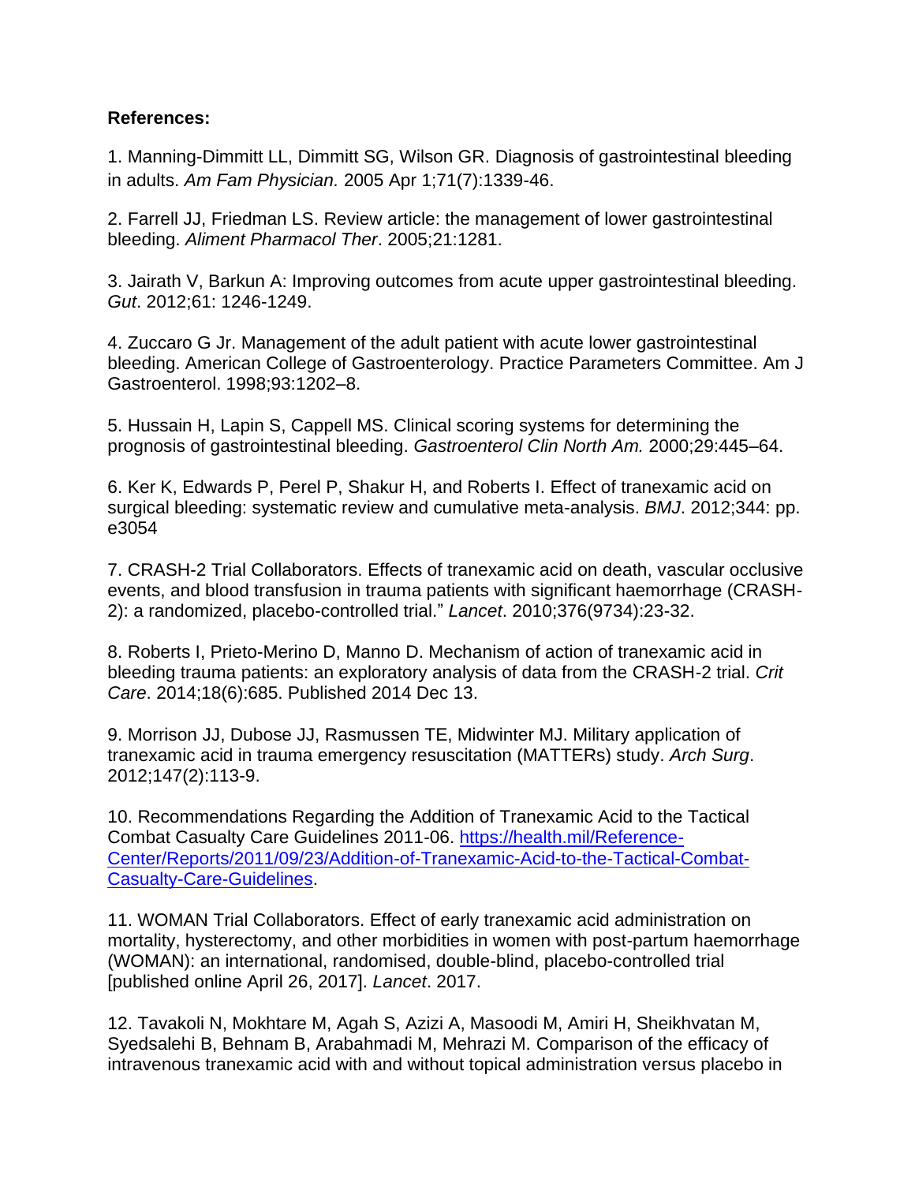**References:**

1. Manning-Dimmitt LL, Dimmitt SG, Wilson GR. Diagnosis of gastrointestinal bleeding in adults. *Am Fam Physician.* 2005 Apr 1;71(7):1339-46.

2. Farrell JJ, Friedman LS. Review article: the management of lower gastrointestinal bleeding. *Aliment Pharmacol Ther*. 2005;21:1281.

3. Jairath V, Barkun A: Improving outcomes from acute upper gastrointestinal bleeding. *Gut*. 2012;61: 1246-1249.

4. Zuccaro G Jr. Management of the adult patient with acute lower gastrointestinal bleeding. American College of Gastroenterology. Practice Parameters Committee. Am J Gastroenterol. 1998;93:1202–8.

5. Hussain H, Lapin S, Cappell MS. Clinical scoring systems for determining the prognosis of gastrointestinal bleeding. *Gastroenterol Clin North Am.* 2000;29:445–64.

6. Ker K, Edwards P, Perel P, Shakur H, and Roberts I. Effect of tranexamic acid on surgical bleeding: systematic review and cumulative meta-analysis. *BMJ*. 2012;344: pp. e3054

7. CRASH-2 Trial Collaborators. Effects of tranexamic acid on death, vascular occlusive events, and blood transfusion in trauma patients with significant haemorrhage (CRASH-2): a randomized, placebo-controlled trial." *Lancet*. 2010;376(9734):23-32.

8. Roberts I, Prieto-Merino D, Manno D. Mechanism of action of tranexamic acid in bleeding trauma patients: an exploratory analysis of data from the CRASH-2 trial. *Crit Care*. 2014;18(6):685. Published 2014 Dec 13.

9. Morrison JJ, Dubose JJ, Rasmussen TE, Midwinter MJ. Military application of tranexamic acid in trauma emergency resuscitation (MATTERs) study. *Arch Surg*. 2012;147(2):113-9.

10. Recommendations Regarding the Addition of Tranexamic Acid to the Tactical Combat Casualty Care Guidelines 2011-06. [https://health.mil/Reference-Center/Reports/2011/09/23/Addition-of-Tranexamic-Acid-to-the-Tactical-Combat-Casualty-Care-Guidelines](https://health.mil/Reference-Center/Reports/2011/09/23/Addition-of-Tranexamic-Acid-to-the-Tactical-Combat-Casualty-Care-Guidelines).

11. WOMAN Trial Collaborators. Effect of early tranexamic acid administration on mortality, hysterectomy, and other morbidities in women with post-partum haemorrhage (WOMAN): an international, randomised, double-blind, placebo-controlled trial [published online April 26, 2017]. *Lancet*. 2017.

12. Tavakoli N, Mokhtare M, Agah S, Azizi A, Masoodi M, Amiri H, Sheikhvatan M, Syedsalehi B, Behnam B, Arabahmadi M, Mehrazi M. Comparison of the efficacy of intravenous tranexamic acid with and without topical administration versus placebo in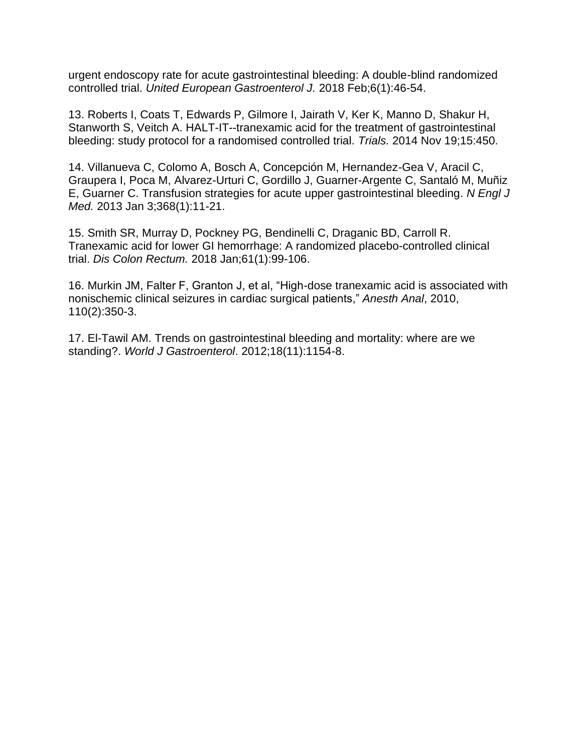urgent endoscopy rate for acute gastrointestinal bleeding: A double-blind randomized controlled trial. *United European Gastroenterol J.* 2018 Feb;6(1):46-54.

13. Roberts I, Coats T, Edwards P, Gilmore I, Jairath V, Ker K, Manno D, Shakur H, Stanworth S, Veitch A. HALT-IT--tranexamic acid for the treatment of gastrointestinal bleeding: study protocol for a randomised controlled trial. *Trials.* 2014 Nov 19;15:450.

14. Villanueva C, Colomo A, Bosch A, Concepción M, Hernandez-Gea V, Aracil C, Graupera I, Poca M, Alvarez-Urturi C, Gordillo J, Guarner-Argente C, Santaló M, Muñiz E, Guarner C. Transfusion strategies for acute upper gastrointestinal bleeding. *N Engl J Med.* 2013 Jan 3;368(1):11-21.

15. Smith SR, Murray D, Pockney PG, Bendinelli C, Draganic BD, Carroll R. Tranexamic acid for lower GI hemorrhage: A randomized placebo-controlled clinical trial. *Dis Colon Rectum.* 2018 Jan;61(1):99-106.

16. Murkin JM, Falter F, Granton J, et al, "High-dose tranexamic acid is associated with nonischemic clinical seizures in cardiac surgical patients," *Anesth Anal*, 2010, 110(2):350-3.

17. El-Tawil AM. Trends on gastrointestinal bleeding and mortality: where are we standing?. *World J Gastroenterol*. 2012;18(11):1154-8.